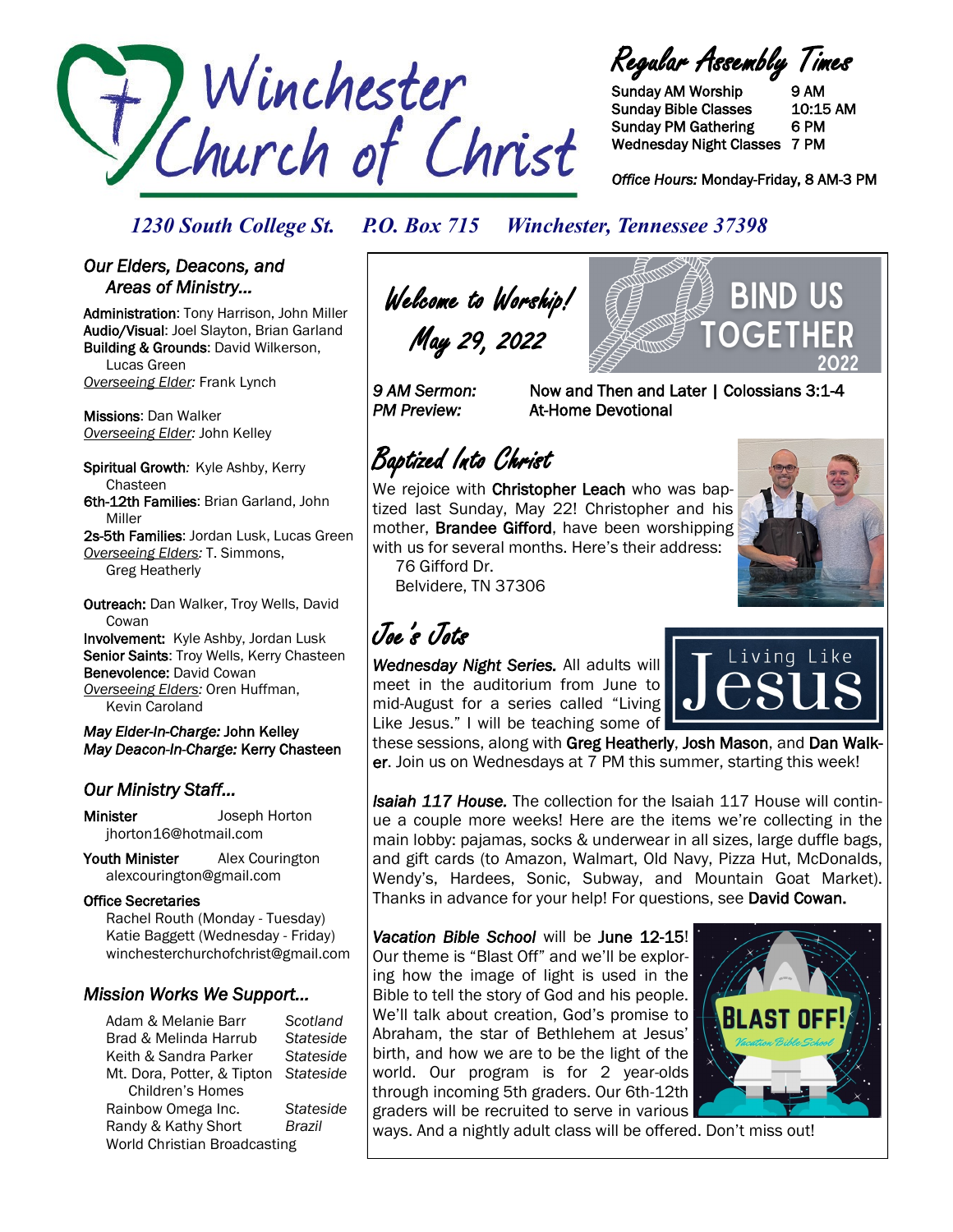# Winchester Church of Christ

## Regular Assembly Times

| | |
|---|---|
| Sunday AM Worship | 9 AM |
| Sunday Bible Classes | 10:15 AM |
| Sunday PM Gathering | 6 PM |
| Wednesday Night Classes | 7 PM |

*Office Hours:* Monday-Friday, 8 AM-3 PM

*1230 South College St. P.O. Box 715 Winchester, Tennessee 37398*

### *Our Elders, Deacons, and Areas of Ministry...*

**Administration**: Tony Harrison, John Miller
**Audio/Visual**: Joel Slayton, Brian Garland
**Building & Grounds**: David Wilkerson, Lucas Green
*Overseeing Elder:* Frank Lynch

**Missions**: Dan Walker
*Overseeing Elder:* John Kelley

**Spiritual Growth**: Kyle Ashby, Kerry Chasteen
**6th-12th Families**: Brian Garland, John Miller
**2s-5th Families**: Jordan Lusk, Lucas Green
*Overseeing Elders:* T. Simmons, Greg Heatherly

**Outreach:** Dan Walker, Troy Wells, David Cowan
**Involvement:** Kyle Ashby, Jordan Lusk
**Senior Saints**: Troy Wells, Kerry Chasteen
**Benevolence:** David Cowan
*Overseeing Elders:* Oren Huffman, Kevin Caroland

*May Elder-In-Charge:* John Kelley
*May Deacon-In-Charge:* Kerry Chasteen

### *Our Ministry Staff...*

**Minister** Joseph Horton
jhorton16@hotmail.com

**Youth Minister** Alex Courington
alexcourington@gmail.com

**Office Secretaries**
Rachel Routh (Monday - Tuesday)
Katie Baggett (Wednesday - Friday)
winchesterchurchofchrist@gmail.com

### *Mission Works We Support...*

| | |
|---|---|
| Adam & Melanie Barr | *Scotland* |
| Brad & Melinda Harrub | *Stateside* |
| Keith & Sandra Parker | *Stateside* |
| Mt. Dora, Potter, & Tipton Children's Homes | *Stateside* |
| Rainbow Omega Inc. | *Stateside* |
| Randy & Kathy Short | *Brazil* |
| World Christian Broadcasting | |

## Welcome to Worship! May 29, 2022

BIND US TOGETHER 2022

*9 AM Sermon:* Now and Then and Later | Colossians 3:1-4
*PM Preview:* At-Home Devotional

## Baptized Into Christ

We rejoice with **Christopher Leach** who was baptized last Sunday, May 22! Christopher and his mother, **Brandee Gifford**, have been worshipping with us for several months. Here's their address:
76 Gifford Dr.
Belvidere, TN 37306

## Joe's Jots

***Wednesday Night Series.*** All adults will meet in the auditorium from June to mid-August for a series called "Living Like Jesus." I will be teaching some of these sessions, along with **Greg Heatherly**, **Josh Mason**, and **Dan Walker**. Join us on Wednesdays at 7 PM this summer, starting this week!

***Isaiah 117 House.*** The collection for the Isaiah 117 House will continue a couple more weeks! Here are the items we're collecting in the main lobby: pajamas, socks & underwear in all sizes, large duffle bags, and gift cards (to Amazon, Walmart, Old Navy, Pizza Hut, McDonalds, Wendy's, Hardees, Sonic, Subway, and Mountain Goat Market). Thanks in advance for your help! For questions, see **David Cowan.**

***Vacation Bible School*** will be **June 12-15**! Our theme is "Blast Off" and we'll be exploring how the image of light is used in the Bible to tell the story of God and his people. We'll talk about creation, God's promise to Abraham, the star of Bethlehem at Jesus' birth, and how we are to be the light of the world. Our program is for 2 year-olds through incoming 5th graders. Our 6th-12th graders will be recruited to serve in various ways. And a nightly adult class will be offered. Don't miss out!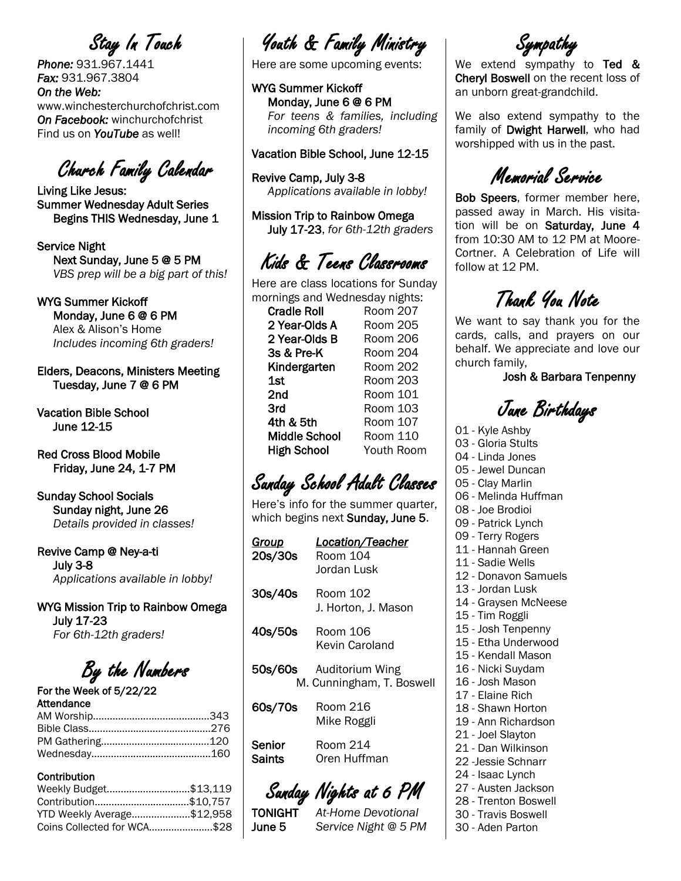## Stay In Touch

***Phone:*** 931.967.1441
***Fax:*** 931.967.3804
***On the Web:***
www.winchesterchurchofchrist.com
***On Facebook:*** winchurchofchrist
Find us on ***YouTube*** as well!

## Church Family Calendar

**Living Like Jesus:**
**Summer Wednesday Adult Series**
**Begins THIS Wednesday, June 1**

**Service Night**
**Next Sunday, June 5 @ 5 PM**
*VBS prep will be a big part of this!*

**WYG Summer Kickoff**
**Monday, June 6 @ 6 PM**
Alex & Alison's Home
*Includes incoming 6th graders!*

**Elders, Deacons, Ministers Meeting**
**Tuesday, June 7 @ 6 PM**

**Vacation Bible School**
**June 12-15**

**Red Cross Blood Mobile**
**Friday, June 24, 1-7 PM**

**Sunday School Socials**
**Sunday night, June 26**
*Details provided in classes!*

**Revive Camp @ Ney-a-ti**
**July 3-8**
*Applications available in lobby!*

**WYG Mission Trip to Rainbow Omega**
**July 17-23**
*For 6th-12th graders!*

## By the Numbers

**For the Week of 5/22/22**

**Attendance**

| | |
|---|---|
| AM Worship | 343 |
| Bible Class | 276 |
| PM Gathering | 120 |
| Wednesday | 160 |

**Contribution**

| | |
|---|---|
| Weekly Budget | $13,119 |
| Contribution | $10,757 |
| YTD Weekly Average | $12,958 |
| Coins Collected for WCA | $28 |

## Youth & Family Ministry

Here are some upcoming events:

**WYG Summer Kickoff**
**Monday, June 6 @ 6 PM**
*For teens & families, including incoming 6th graders!*

**Vacation Bible School, June 12-15**

**Revive Camp, July 3-8**
*Applications available in lobby!*

**Mission Trip to Rainbow Omega**
**July 17-23**, *for 6th-12th graders*

## Kids & Teens Classrooms

Here are class locations for Sunday mornings and Wednesday nights:

| | |
|---|---|
| **Cradle Roll** | Room 207 |
| **2 Year-Olds A** | Room 205 |
| **2 Year-Olds B** | Room 206 |
| **3s & Pre-K** | Room 204 |
| **Kindergarten** | Room 202 |
| **1st** | Room 203 |
| **2nd** | Room 101 |
| **3rd** | Room 103 |
| **4th & 5th** | Room 107 |
| **Middle School** | Room 110 |
| **High School** | Youth Room |

## Sunday School Adult Classes

Here's info for the summer quarter, which begins next **Sunday, June 5**.

| ***Group*** | ***Location/Teacher*** |
|---|---|
| **20s/30s** | Room 104<br>Jordan Lusk |
| **30s/40s** | Room 102<br>J. Horton, J. Mason |
| **40s/50s** | Room 106<br>Kevin Caroland |
| **50s/60s** | Auditorium Wing<br>M. Cunningham, T. Boswell |
| **60s/70s** | Room 216<br>Mike Roggli |
| **Senior Saints** | Room 214<br>Oren Huffman |

## Sunday Nights at 6 PM

| | |
|---|---|
| **TONIGHT** | *At-Home Devotional* |
| **June 5** | *Service Night @ 5 PM* |

## Sympathy

We extend sympathy to **Ted & Cheryl Boswell** on the recent loss of an unborn great-grandchild.

We also extend sympathy to the family of **Dwight Harwell**, who had worshipped with us in the past.

## Memorial Service

**Bob Speers**, former member here, passed away in March. His visitation will be on **Saturday, June 4** from 10:30 AM to 12 PM at Moore-Cortner. A Celebration of Life will follow at 12 PM.

## Thank You Note

We want to say thank you for the cards, calls, and prayers on our behalf. We appreciate and love our church family,

**Josh & Barbara Tenpenny**

## June Birthdays

01 - Kyle Ashby
03 - Gloria Stults
04 - Linda Jones
05 - Jewel Duncan
05 - Clay Marlin
06 - Melinda Huffman
08 - Joe Brodioi
09 - Patrick Lynch
09 - Terry Rogers
11 - Hannah Green
11 - Sadie Wells
12 - Donavon Samuels
13 - Jordan Lusk
14 - Graysen McNeese
15 - Tim Roggli
15 - Josh Tenpenny
15 - Etha Underwood
15 - Kendall Mason
16 - Nicki Suydam
16 - Josh Mason
17 - Elaine Rich
18 - Shawn Horton
19 - Ann Richardson
21 - Joel Slayton
21 - Dan Wilkinson
22 -Jessie Schnarr
24 - Isaac Lynch
27 - Austen Jackson
28 - Trenton Boswell
30 - Travis Boswell
30 - Aden Parton